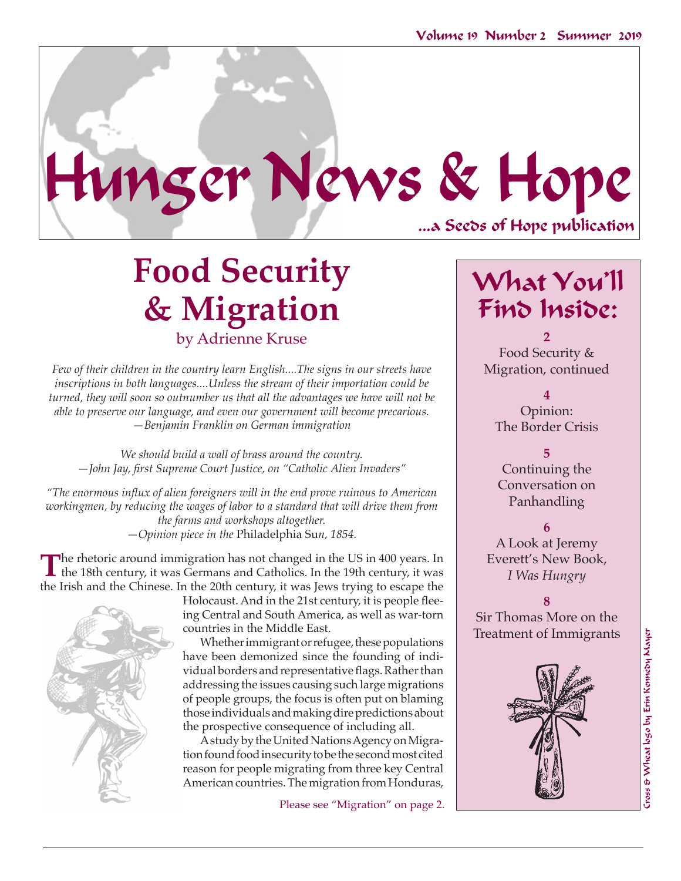# Hunger News & Hope

...a Seeds of Hope publication

## Food Security & Migration

by Adrienne Kruse

*Few of their children in the country learn English....The signs in our streets have inscriptions in both languages....Unless the stream of their importation could be turned, they will soon so outnumber us that all the advantages we have will not be able to preserve our language, and even our government will become precarious.*
*—Benjamin Franklin on German immigration*

*We should build a wall of brass around the country.*
*—John Jay, first Supreme Court Justice, on "Catholic Alien Invaders"*

*"The enormous influx of alien foreigners will in the end prove ruinous to American workingmen, by reducing the wages of labor to a standard that will drive them from the farms and workshops altogether.*
*—Opinion piece in the* Philadelphia Su*n, 1854.*

The rhetoric around immigration has not changed in the US in 400 years. In the 18th century, it was Germans and Catholics. In the 19th century, it was the Irish and the Chinese. In the 20th century, it was Jews trying to escape the Holocaust. And in the 21st century, it is people fleeing Central and South America, as well as war-torn countries in the Middle East.

Whether immigrant or refugee, these populations have been demonized since the founding of individual borders and representative flags. Rather than addressing the issues causing such large migrations of people groups, the focus is often put on blaming those individuals and making dire predictions about the prospective consequence of including all.

A study by the United Nations Agency on Migration found food insecurity to be the second most cited reason for people migrating from three key Central American countries. The migration from Honduras,

Please see "Migration" on page 2.

## What You'll Find Inside:

**2**
Food Security & Migration, continued

**4**
Opinion: The Border Crisis

**5**
Continuing the Conversation on Panhandling

**6**
A Look at Jeremy Everett's New Book, *I Was Hungry*

**8**
Sir Thomas More on the Treatment of Immigrants

Cross & Wheat logo by Erin Kennedy Mayer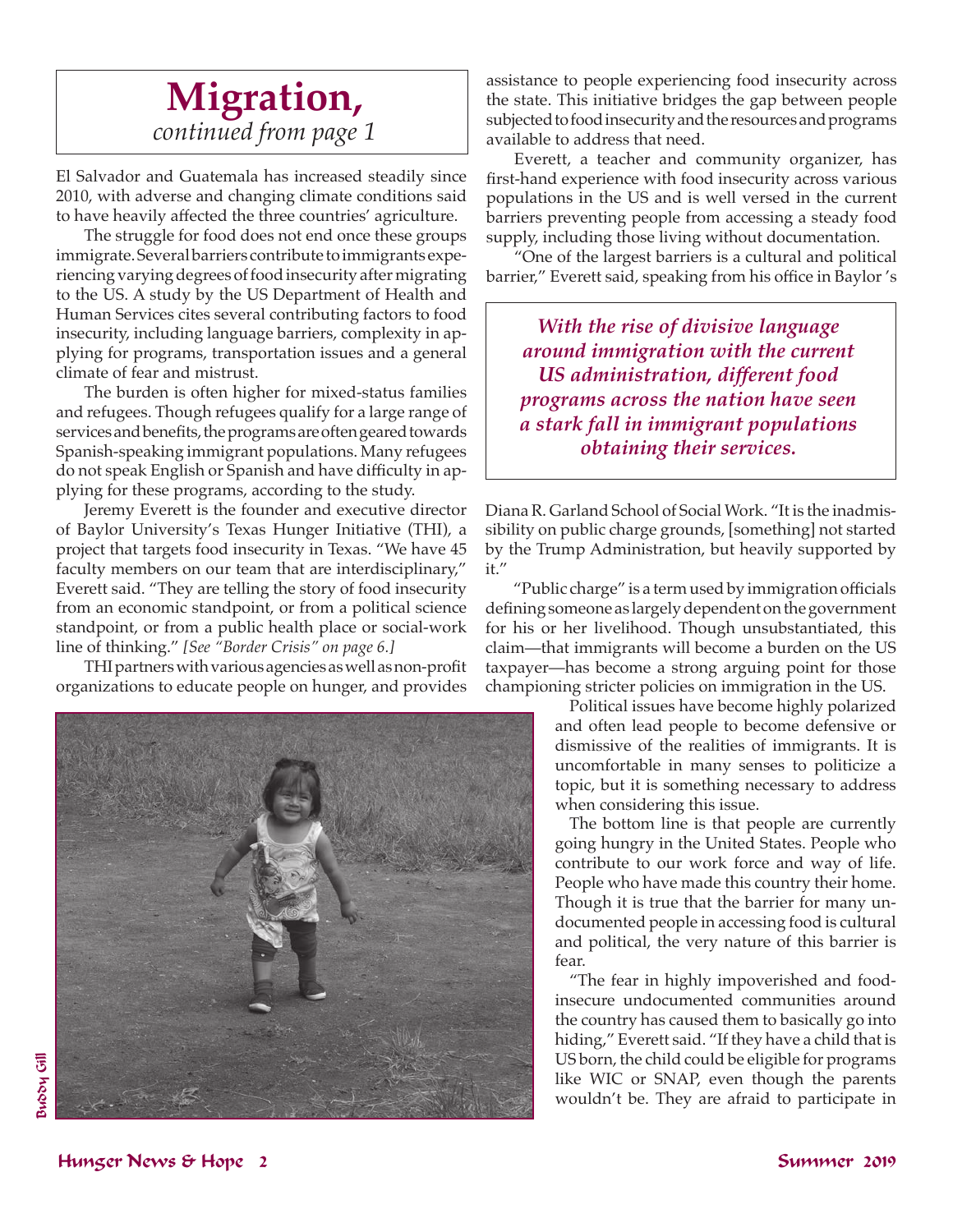# Migration,

*continued from page 1*

El Salvador and Guatemala has increased steadily since 2010, with adverse and changing climate conditions said to have heavily affected the three countries' agriculture.

The struggle for food does not end once these groups immigrate. Several barriers contribute to immigrants experiencing varying degrees of food insecurity after migrating to the US. A study by the US Department of Health and Human Services cites several contributing factors to food insecurity, including language barriers, complexity in applying for programs, transportation issues and a general climate of fear and mistrust.

The burden is often higher for mixed-status families and refugees. Though refugees qualify for a large range of services and benefits, the programs are often geared towards Spanish-speaking immigrant populations. Many refugees do not speak English or Spanish and have difficulty in applying for these programs, according to the study.

Jeremy Everett is the founder and executive director of Baylor University's Texas Hunger Initiative (THI), a project that targets food insecurity in Texas. "We have 45 faculty members on our team that are interdisciplinary," Everett said. "They are telling the story of food insecurity from an economic standpoint, or from a political science standpoint, or from a public health place or social-work line of thinking." *[See "Border Crisis" on page 6.]*

THI partners with various agencies as well as non-profit organizations to educate people on hunger, and provides assistance to people experiencing food insecurity across the state. This initiative bridges the gap between people subjected to food insecurity and the resources and programs available to address that need.

Everett, a teacher and community organizer, has first-hand experience with food insecurity across various populations in the US and is well versed in the current barriers preventing people from accessing a steady food supply, including those living without documentation.

"One of the largest barriers is a cultural and political barrier," Everett said, speaking from his office in Baylor's Diana R. Garland School of Social Work. "It is the inadmissibility on public charge grounds, [something] not started by the Trump Administration, but heavily supported by it."

***With the rise of divisive language around immigration with the current US administration, different food programs across the nation have seen a stark fall in immigrant populations obtaining their services.***

"Public charge" is a term used by immigration officials defining someone as largely dependent on the government for his or her livelihood. Though unsubstantiated, this claim—that immigrants will become a burden on the US taxpayer—has become a strong arguing point for those championing stricter policies on immigration in the US.

Political issues have become highly polarized and often lead people to become defensive or dismissive of the realities of immigrants. It is uncomfortable in many senses to politicize a topic, but it is something necessary to address when considering this issue.

The bottom line is that people are currently going hungry in the United States. People who contribute to our work force and way of life. People who have made this country their home. Though it is true that the barrier for many undocumented people in accessing food is cultural and political, the very nature of this barrier is fear.

"The fear in highly impoverished and food-insecure undocumented communities around the country has caused them to basically go into hiding," Everett said. "If they have a child that is US born, the child could be eligible for programs like WIC or SNAP, even though the parents wouldn't be. They are afraid to participate in

Buddy Gill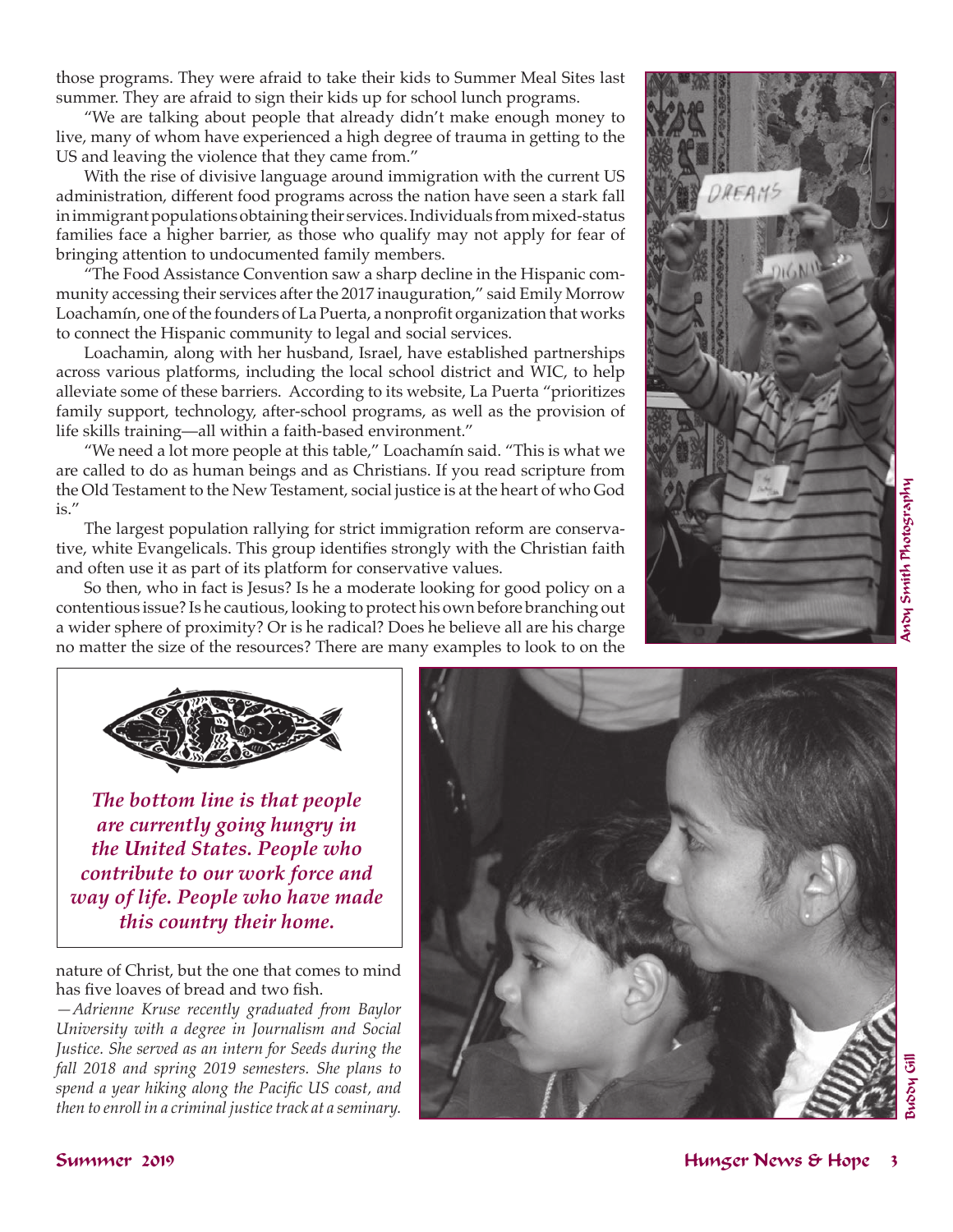those programs. They were afraid to take their kids to Summer Meal Sites last summer. They are afraid to sign their kids up for school lunch programs.

"We are talking about people that already didn't make enough money to live, many of whom have experienced a high degree of trauma in getting to the US and leaving the violence that they came from."

With the rise of divisive language around immigration with the current US administration, different food programs across the nation have seen a stark fall in immigrant populations obtaining their services. Individuals from mixed-status families face a higher barrier, as those who qualify may not apply for fear of bringing attention to undocumented family members.

"The Food Assistance Convention saw a sharp decline in the Hispanic community accessing their services after the 2017 inauguration," said Emily Morrow Loachamín, one of the founders of La Puerta, a nonprofit organization that works to connect the Hispanic community to legal and social services.

Loachamin, along with her husband, Israel, have established partnerships across various platforms, including the local school district and WIC, to help alleviate some of these barriers. According to its website, La Puerta "prioritizes family support, technology, after-school programs, as well as the provision of life skills training—all within a faith-based environment."

"We need a lot more people at this table," Loachamín said. "This is what we are called to do as human beings and as Christians. If you read scripture from the Old Testament to the New Testament, social justice is at the heart of who God is."

The largest population rallying for strict immigration reform are conservative, white Evangelicals. This group identifies strongly with the Christian faith and often use it as part of its platform for conservative values.

So then, who in fact is Jesus? Is he a moderate looking for good policy on a contentious issue? Is he cautious, looking to protect his own before branching out a wider sphere of proximity? Or is he radical? Does he believe all are his charge no matter the size of the resources? There are many examples to look to on the nature of Christ, but the one that comes to mind has five loaves of bread and two fish.

*—Adrienne Kruse recently graduated from Baylor University with a degree in Journalism and Social Justice. She served as an intern for Seeds during the fall 2018 and spring 2019 semesters. She plans to spend a year hiking along the Pacific US coast, and then to enroll in a criminal justice track at a seminary.*

***The bottom line is that people are currently going hungry in the United States. People who contribute to our work force and way of life. People who have made this country their home.***

Andy Smith Photography

Buddy Gill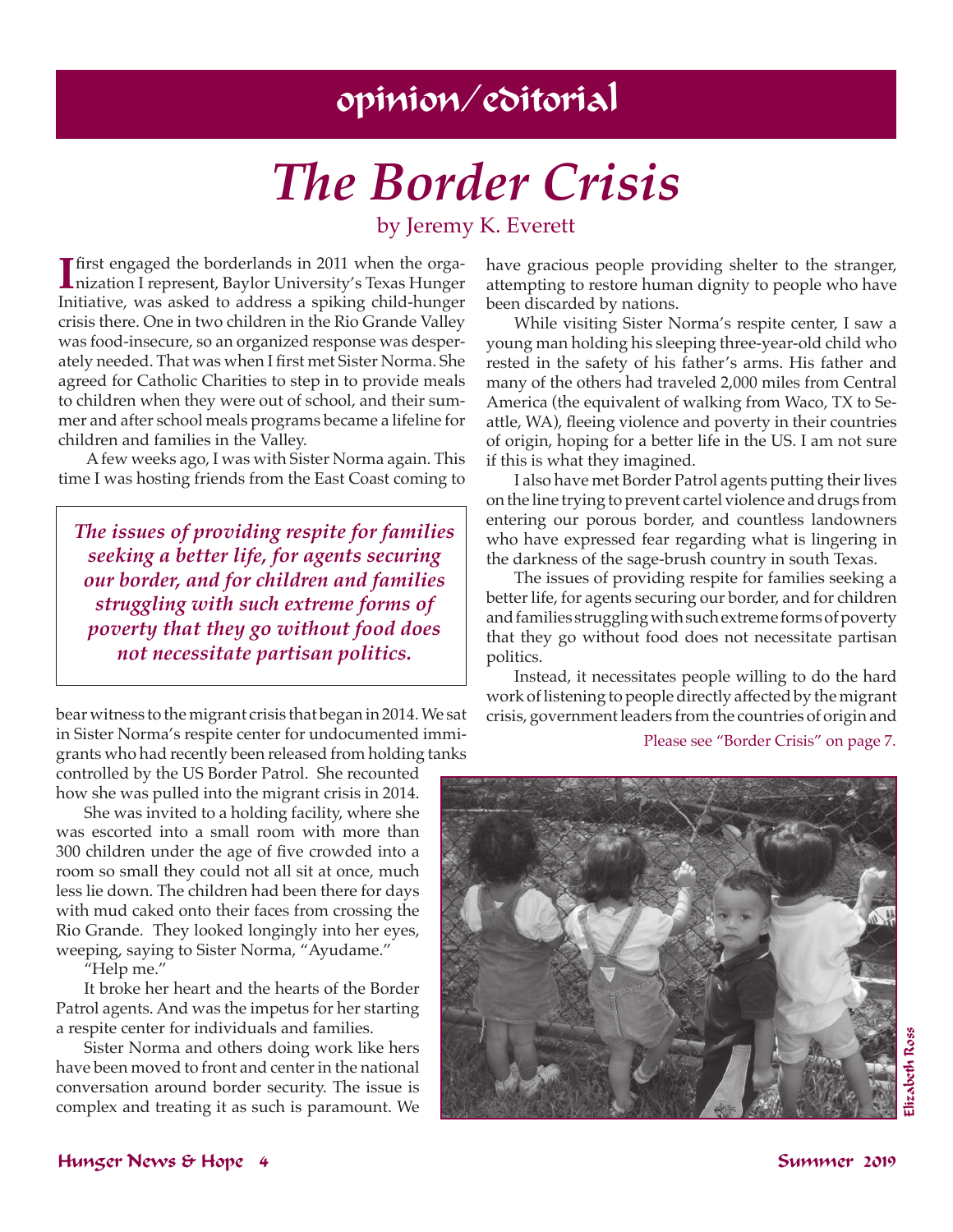# opinion/editorial

# *The Border Crisis*

by Jeremy K. Everett

I first engaged the borderlands in 2011 when the organization I represent, Baylor University's Texas Hunger Initiative, was asked to address a spiking child-hunger crisis there. One in two children in the Rio Grande Valley was food-insecure, so an organized response was desperately needed. That was when I first met Sister Norma. She agreed for Catholic Charities to step in to provide meals to children when they were out of school, and their summer and after school meals programs became a lifeline for children and families in the Valley.

A few weeks ago, I was with Sister Norma again. This time I was hosting friends from the East Coast coming to bear witness to the migrant crisis that began in 2014. We sat in Sister Norma's respite center for undocumented immigrants who had recently been released from holding tanks controlled by the US Border Patrol. She recounted how she was pulled into the migrant crisis in 2014.

> ***The issues of providing respite for families seeking a better life, for agents securing our border, and for children and families struggling with such extreme forms of poverty that they go without food does not necessitate partisan politics.***

She was invited to a holding facility, where she was escorted into a small room with more than 300 children under the age of five crowded into a room so small they could not all sit at once, much less lie down. The children had been there for days with mud caked onto their faces from crossing the Rio Grande. They looked longingly into her eyes, weeping, saying to Sister Norma, "Ayudame."

"Help me."

It broke her heart and the hearts of the Border Patrol agents. And was the impetus for her starting a respite center for individuals and families.

Sister Norma and others doing work like hers have been moved to front and center in the national conversation around border security. The issue is complex and treating it as such is paramount. We have gracious people providing shelter to the stranger, attempting to restore human dignity to people who have been discarded by nations.

While visiting Sister Norma's respite center, I saw a young man holding his sleeping three-year-old child who rested in the safety of his father's arms. His father and many of the others had traveled 2,000 miles from Central America (the equivalent of walking from Waco, TX to Seattle, WA), fleeing violence and poverty in their countries of origin, hoping for a better life in the US. I am not sure if this is what they imagined.

I also have met Border Patrol agents putting their lives on the line trying to prevent cartel violence and drugs from entering our porous border, and countless landowners who have expressed fear regarding what is lingering in the darkness of the sage-brush country in south Texas.

The issues of providing respite for families seeking a better life, for agents securing our border, and for children and families struggling with such extreme forms of poverty that they go without food does not necessitate partisan politics.

Instead, it necessitates people willing to do the hard work of listening to people directly affected by the migrant crisis, government leaders from the countries of origin and

Please see "Border Crisis" on page 7.

Elizabeth Ross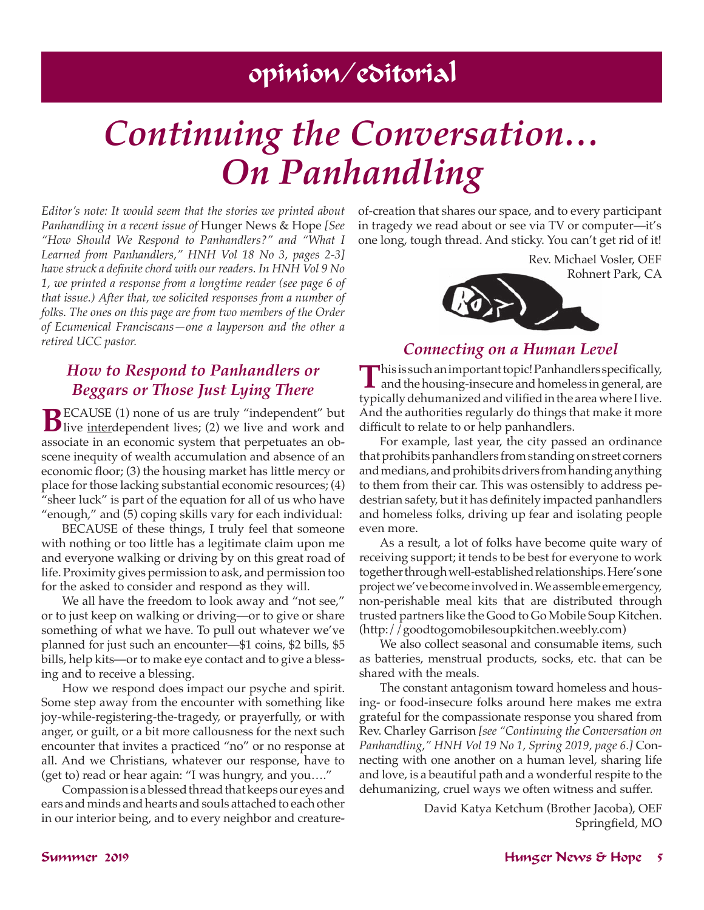## opinion/editorial

# *Continuing the Conversation… On Panhandling*

*Editor's note: It would seem that the stories we printed about Panhandling in a recent issue of* Hunger News & Hope *[See "How Should We Respond to Panhandlers?" and "What I Learned from Panhandlers," HNH Vol 18 No 3, pages 2-3] have struck a definite chord with our readers. In HNH Vol 9 No 1, we printed a response from a longtime reader (see page 6 of that issue.) After that, we solicited responses from a number of folks. The ones on this page are from two members of the Order of Ecumenical Franciscans—one a layperson and the other a retired UCC pastor.*

### *How to Respond to Panhandlers or Beggars or Those Just Lying There*

BECAUSE (1) none of us are truly "independent" but live interdependent lives; (2) we live and work and associate in an economic system that perpetuates an obscene inequity of wealth accumulation and absence of an economic floor; (3) the housing market has little mercy or place for those lacking substantial economic resources; (4) "sheer luck" is part of the equation for all of us who have "enough," and (5) coping skills vary for each individual:

BECAUSE of these things, I truly feel that someone with nothing or too little has a legitimate claim upon me and everyone walking or driving by on this great road of life. Proximity gives permission to ask, and permission too for the asked to consider and respond as they will.

We all have the freedom to look away and "not see," or to just keep on walking or driving—or to give or share something of what we have. To pull out whatever we've planned for just such an encounter—$1 coins, $2 bills, $5 bills, help kits—or to make eye contact and to give a blessing and to receive a blessing.

How we respond does impact our psyche and spirit. Some step away from the encounter with something like joy-while-registering-the-tragedy, or prayerfully, or with anger, or guilt, or a bit more callousness for the next such encounter that invites a practiced "no" or no response at all. And we Christians, whatever our response, have to (get to) read or hear again: "I was hungry, and you…."

Compassion is a blessed thread that keeps our eyes and ears and minds and hearts and souls attached to each other in our interior being, and to every neighbor and creature-of-creation that shares our space, and to every participant in tragedy we read about or see via TV or computer—it's one long, tough thread. And sticky. You can't get rid of it!

Rev. Michael Vosler, OEF
Rohnert Park, CA

### *Connecting on a Human Level*

This is such an important topic! Panhandlers specifically, and the housing-insecure and homeless in general, are typically dehumanized and vilified in the area where I live. And the authorities regularly do things that make it more difficult to relate to or help panhandlers.

For example, last year, the city passed an ordinance that prohibits panhandlers from standing on street corners and medians, and prohibits drivers from handing anything to them from their car. This was ostensibly to address pedestrian safety, but it has definitely impacted panhandlers and homeless folks, driving up fear and isolating people even more.

As a result, a lot of folks have become quite wary of receiving support; it tends to be best for everyone to work together through well-established relationships. Here's one project we've become involved in. We assemble emergency, non-perishable meal kits that are distributed through trusted partners like the Good to Go Mobile Soup Kitchen. (http://goodtogomobilesoupkitchen.weebly.com)

We also collect seasonal and consumable items, such as batteries, menstrual products, socks, etc. that can be shared with the meals.

The constant antagonism toward homeless and housing- or food-insecure folks around here makes me extra grateful for the compassionate response you shared from Rev. Charley Garrison *[see "Continuing the Conversation on Panhandling," HNH Vol 19 No 1, Spring 2019, page 6.]* Connecting with one another on a human level, sharing life and love, is a beautiful path and a wonderful respite to the dehumanizing, cruel ways we often witness and suffer.

David Katya Ketchum (Brother Jacoba), OEF
Springfield, MO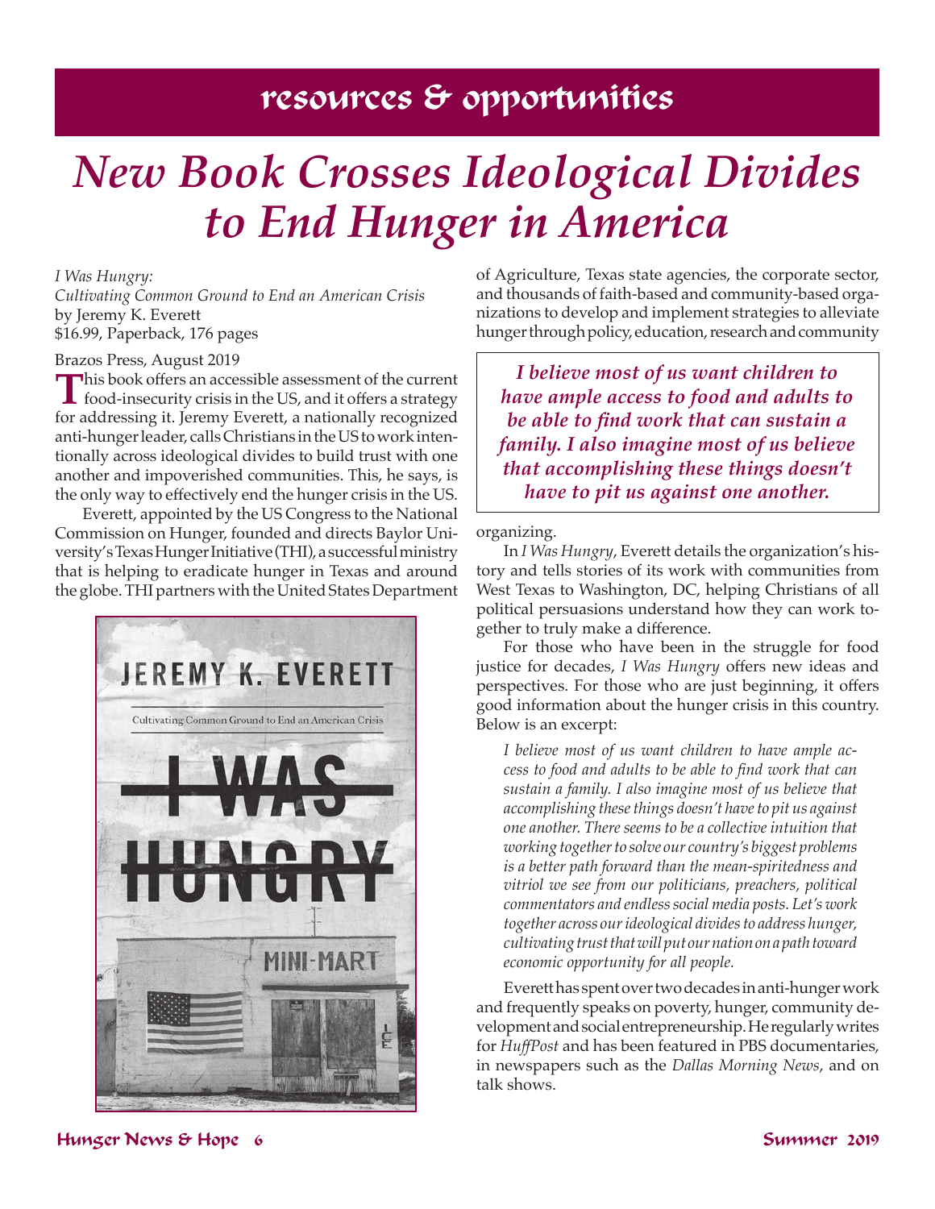## resources & opportunities

# *New Book Crosses Ideological Divides to End Hunger in America*

*I Was Hungry:*
*Cultivating Common Ground to End an American Crisis*
by Jeremy K. Everett
$16.99, Paperback, 176 pages

Brazos Press, August 2019

This book offers an accessible assessment of the current food-insecurity crisis in the US, and it offers a strategy for addressing it. Jeremy Everett, a nationally recognized anti-hunger leader, calls Christians in the US to work intentionally across ideological divides to build trust with one another and impoverished communities. This, he says, is the only way to effectively end the hunger crisis in the US.

Everett, appointed by the US Congress to the National Commission on Hunger, founded and directs Baylor University's Texas Hunger Initiative (THI), a successful ministry that is helping to eradicate hunger in Texas and around the globe. THI partners with the United States Department of Agriculture, Texas state agencies, the corporate sector, and thousands of faith-based and community-based organizations to develop and implement strategies to alleviate hunger through policy, education, research and community organizing.

> ***I believe most of us want children to have ample access to food and adults to be able to find work that can sustain a family. I also imagine most of us believe that accomplishing these things doesn't have to pit us against one another.***

In *I Was Hungry*, Everett details the organization's history and tells stories of its work with communities from West Texas to Washington, DC, helping Christians of all political persuasions understand how they can work together to truly make a difference.

For those who have been in the struggle for food justice for decades, *I Was Hungry* offers new ideas and perspectives. For those who are just beginning, it offers good information about the hunger crisis in this country. Below is an excerpt:

> *I believe most of us want children to have ample access to food and adults to be able to find work that can sustain a family. I also imagine most of us believe that accomplishing these things doesn't have to pit us against one another. There seems to be a collective intuition that working together to solve our country's biggest problems is a better path forward than the mean-spiritedness and vitriol we see from our politicians, preachers, political commentators and endless social media posts. Let's work together across our ideological divides to address hunger, cultivating trust that will put our nation on a path toward economic opportunity for all people.*

Everett has spent over two decades in anti-hunger work and frequently speaks on poverty, hunger, community development and social entrepreneurship. He regularly writes for *HuffPost* and has been featured in PBS documentaries, in newspapers such as the *Dallas Morning News*, and on talk shows.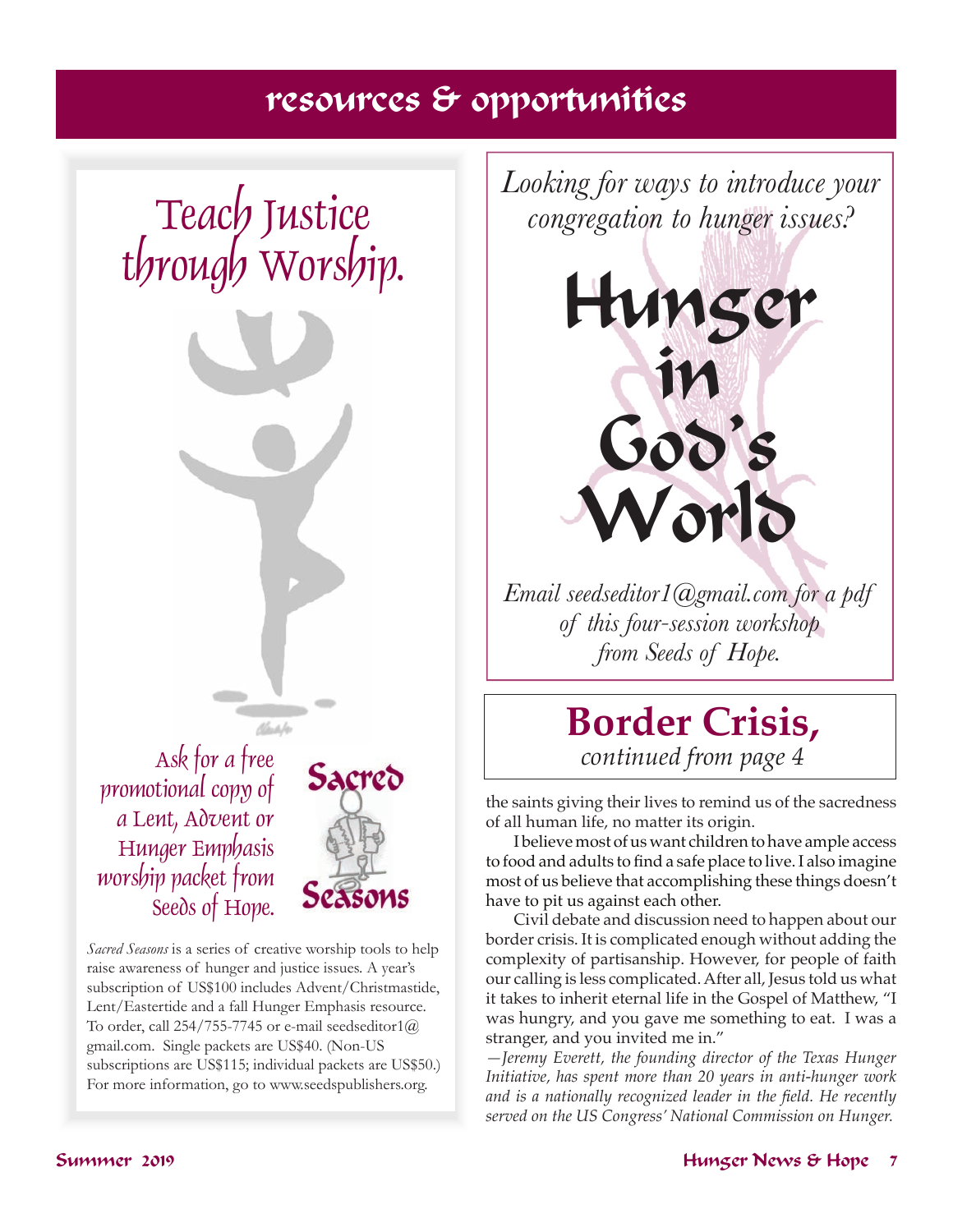# resources & opportunities

## Teach Justice through Worship.

Ask for a free promotional copy of a Lent, Advent or Hunger Emphasis worship packet from Seeds of Hope.

Sacred Seasons

*Sacred Seasons* is a series of creative worship tools to help raise awareness of hunger and justice issues. A year's subscription of US$100 includes Advent/Christmastide, Lent/Eastertide and a fall Hunger Emphasis resource. To order, call 254/755-7745 or e-mail seedseditor1@gmail.com. Single packets are US$40. (Non-US subscriptions are US$115; individual packets are US$50.) For more information, go to www.seedspublishers.org.

*Looking for ways to introduce your congregation to hunger issues?*

## Hunger in God's World

*Email seedseditor1@gmail.com for a pdf of this four-session workshop from Seeds of Hope.*

## Border Crisis,

*continued from page 4*

the saints giving their lives to remind us of the sacredness of all human life, no matter its origin.

I believe most of us want children to have ample access to food and adults to find a safe place to live. I also imagine most of us believe that accomplishing these things doesn't have to pit us against each other.

Civil debate and discussion need to happen about our border crisis. It is complicated enough without adding the complexity of partisanship. However, for people of faith our calling is less complicated. After all, Jesus told us what it takes to inherit eternal life in the Gospel of Matthew, "I was hungry, and you gave me something to eat. I was a stranger, and you invited me in."

*—Jeremy Everett, the founding director of the Texas Hunger Initiative, has spent more than 20 years in anti-hunger work and is a nationally recognized leader in the field. He recently served on the US Congress' National Commission on Hunger.*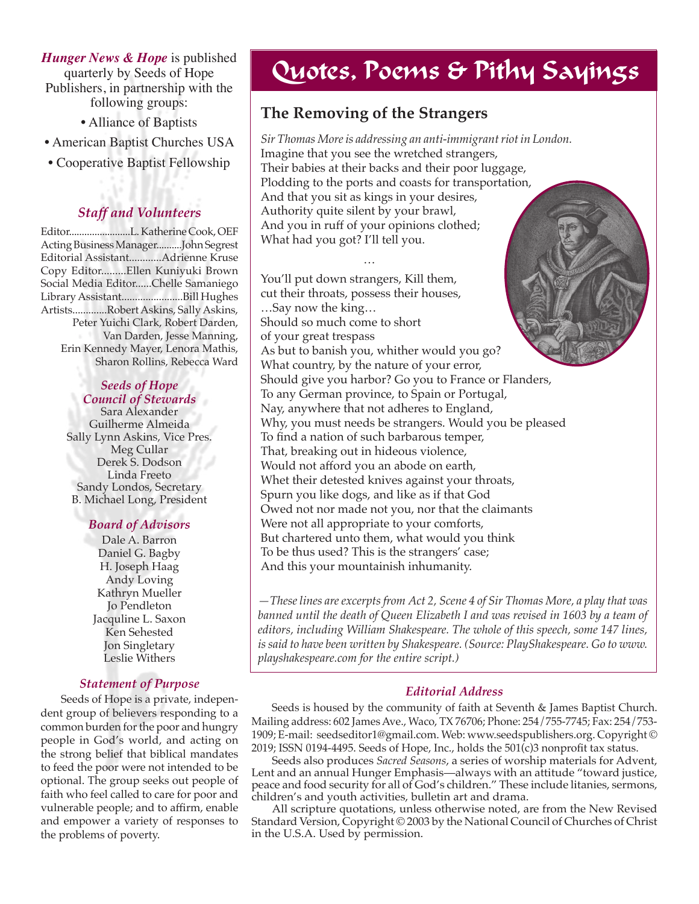***Hunger News & Hope*** is published quarterly by Seeds of Hope Publishers, in partnership with the following groups:

- Alliance of Baptists
- American Baptist Churches USA
- Cooperative Baptist Fellowship

### *Staff and Volunteers*

Editor........................L. Katherine Cook, OEF
Acting Business Manager..........John Segrest
Editorial Assistant............Adrienne Kruse
Copy Editor.........Ellen Kuniyuki Brown
Social Media Editor......Chelle Samaniego
Library Assistant.......................Bill Hughes
Artists.............Robert Askins, Sally Askins, Peter Yuichi Clark, Robert Darden, Van Darden, Jesse Manning, Erin Kennedy Mayer, Lenora Mathis, Sharon Rollins, Rebecca Ward

### *Seeds of Hope Council of Stewards*

Sara Alexander
Guilherme Almeida
Sally Lynn Askins, Vice Pres.
Meg Cullar
Derek S. Dodson
Linda Freeto
Sandy Londos, Secretary
B. Michael Long, President

### *Board of Advisors*

Dale A. Barron
Daniel G. Bagby
H. Joseph Haag
Andy Loving
Kathryn Mueller
Jo Pendleton
Jacquline L. Saxon
Ken Sehested
Jon Singletary
Leslie Withers

### *Statement of Purpose*

Seeds of Hope is a private, independent group of believers responding to a common burden for the poor and hungry people in God's world, and acting on the strong belief that biblical mandates to feed the poor were not intended to be optional. The group seeks out people of faith who feel called to care for poor and vulnerable people; and to affirm, enable and empower a variety of responses to the problems of poverty.

# Quotes, Poems & Pithy Sayings

## The Removing of the Strangers

*Sir Thomas More is addressing an anti-immigrant riot in London.*

Imagine that you see the wretched strangers,
Their babies at their backs and their poor luggage,
Plodding to the ports and coasts for transportation,
And that you sit as kings in your desires,
Authority quite silent by your brawl,
And you in ruff of your opinions clothed;
What had you got? I'll tell you.

…

You'll put down strangers, Kill them,
cut their throats, possess their houses,
…Say now the king…
Should so much come to short
of your great trespass
As but to banish you, whither would you go?
What country, by the nature of your error,
Should give you harbor? Go you to France or Flanders,
To any German province, to Spain or Portugal,
Nay, anywhere that not adheres to England,
Why, you must needs be strangers. Would you be pleased
To find a nation of such barbarous temper,
That, breaking out in hideous violence,
Would not afford you an abode on earth,
Whet their detested knives against your throats,
Spurn you like dogs, and like as if that God
Owed not nor made not you, nor that the claimants
Were not all appropriate to your comforts,
But chartered unto them, what would you think
To be thus used? This is the strangers' case;
And this your mountainish inhumanity.

*—These lines are excerpts from Act 2, Scene 4 of Sir Thomas More, a play that was banned until the death of Queen Elizabeth I and was revised in 1603 by a team of editors, including William Shakespeare. The whole of this speech, some 147 lines, is said to have been written by Shakespeare. (Source: PlayShakespeare. Go to www.playshakespeare.com for the entire script.)*

### *Editorial Address*

Seeds is housed by the community of faith at Seventh & James Baptist Church. Mailing address: 602 James Ave., Waco, TX 76706; Phone: 254/755-7745; Fax: 254/753-1909; E-mail: seedseditor1@gmail.com. Web: www.seedspublishers.org. Copyright © 2019; ISSN 0194-4495. Seeds of Hope, Inc., holds the 501(c)3 nonprofit tax status.

Seeds also produces *Sacred Seasons*, a series of worship materials for Advent, Lent and an annual Hunger Emphasis—always with an attitude "toward justice, peace and food security for all of God's children." These include litanies, sermons, children's and youth activities, bulletin art and drama.

All scripture quotations, unless otherwise noted, are from the New Revised Standard Version, Copyright © 2003 by the National Council of Churches of Christ in the U.S.A. Used by permission.